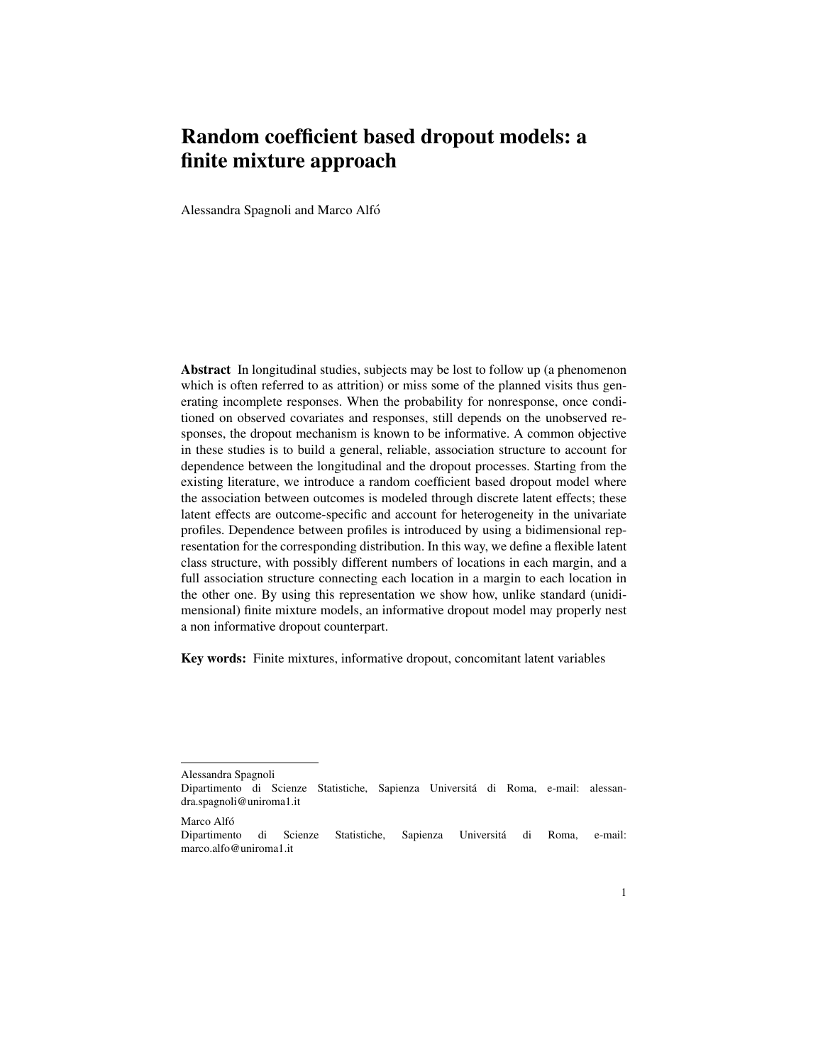# Random coefficient based dropout models: a finite mixture approach

Alessandra Spagnoli and Marco Alfó

**Abstract** In longitudinal studies, subjects may be lost to follow up (a phenomenon which is often referred to as attrition) or miss some of the planned visits thus generating incomplete responses. When the probability for nonresponse, once conditioned on observed covariates and responses, still depends on the unobserved responses, the dropout mechanism is known to be informative. A common objective in these studies is to build a general, reliable, association structure to account for dependence between the longitudinal and the dropout processes. Starting from the existing literature, we introduce a random coefficient based dropout model where the association between outcomes is modeled through discrete latent effects; these latent effects are outcome-specific and account for heterogeneity in the univariate profiles. Dependence between profiles is introduced by using a bidimensional representation for the corresponding distribution. In this way, we define a flexible latent class structure, with possibly different numbers of locations in each margin, and a full association structure connecting each location in a margin to each location in the other one. By using this representation we show how, unlike standard (unidimensional) finite mixture models, an informative dropout model may properly nest a non informative dropout counterpart.

**Key words:** Finite mixtures, informative dropout, concomitant latent variables

---

Alessandra Spagnoli
Dipartimento di Scienze Statistiche, Sapienza Universitá di Roma, e-mail: alessandra.spagnoli@uniroma1.it

Marco Alfó
Dipartimento di Scienze Statistiche, Sapienza Universitá di Roma, e-mail: marco.alfo@uniroma1.it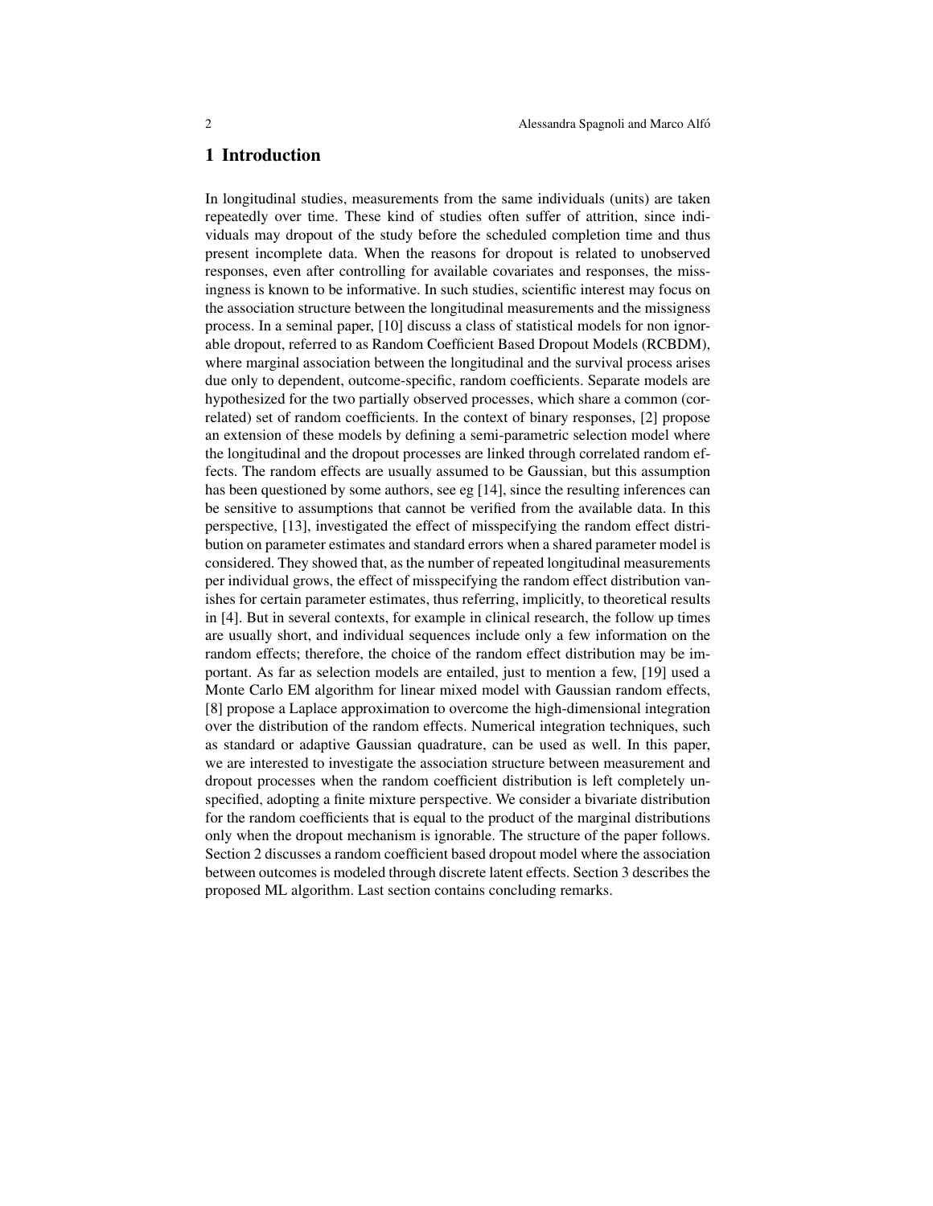## 1 Introduction

In longitudinal studies, measurements from the same individuals (units) are taken repeatedly over time. These kind of studies often suffer of attrition, since individuals may dropout of the study before the scheduled completion time and thus present incomplete data. When the reasons for dropout is related to unobserved responses, even after controlling for available covariates and responses, the missingness is known to be informative. In such studies, scientific interest may focus on the association structure between the longitudinal measurements and the missigness process. In a seminal paper, [10] discuss a class of statistical models for non ignorable dropout, referred to as Random Coefficient Based Dropout Models (RCBDM), where marginal association between the longitudinal and the survival process arises due only to dependent, outcome-specific, random coefficients. Separate models are hypothesized for the two partially observed processes, which share a common (correlated) set of random coefficients. In the context of binary responses, [2] propose an extension of these models by defining a semi-parametric selection model where the longitudinal and the dropout processes are linked through correlated random effects. The random effects are usually assumed to be Gaussian, but this assumption has been questioned by some authors, see eg [14], since the resulting inferences can be sensitive to assumptions that cannot be verified from the available data. In this perspective, [13], investigated the effect of misspecifying the random effect distribution on parameter estimates and standard errors when a shared parameter model is considered. They showed that, as the number of repeated longitudinal measurements per individual grows, the effect of misspecifying the random effect distribution vanishes for certain parameter estimates, thus referring, implicitly, to theoretical results in [4]. But in several contexts, for example in clinical research, the follow up times are usually short, and individual sequences include only a few information on the random effects; therefore, the choice of the random effect distribution may be important. As far as selection models are entailed, just to mention a few, [19] used a Monte Carlo EM algorithm for linear mixed model with Gaussian random effects, [8] propose a Laplace approximation to overcome the high-dimensional integration over the distribution of the random effects. Numerical integration techniques, such as standard or adaptive Gaussian quadrature, can be used as well. In this paper, we are interested to investigate the association structure between measurement and dropout processes when the random coefficient distribution is left completely unspecified, adopting a finite mixture perspective. We consider a bivariate distribution for the random coefficients that is equal to the product of the marginal distributions only when the dropout mechanism is ignorable. The structure of the paper follows. Section 2 discusses a random coefficient based dropout model where the association between outcomes is modeled through discrete latent effects. Section 3 describes the proposed ML algorithm. Last section contains concluding remarks.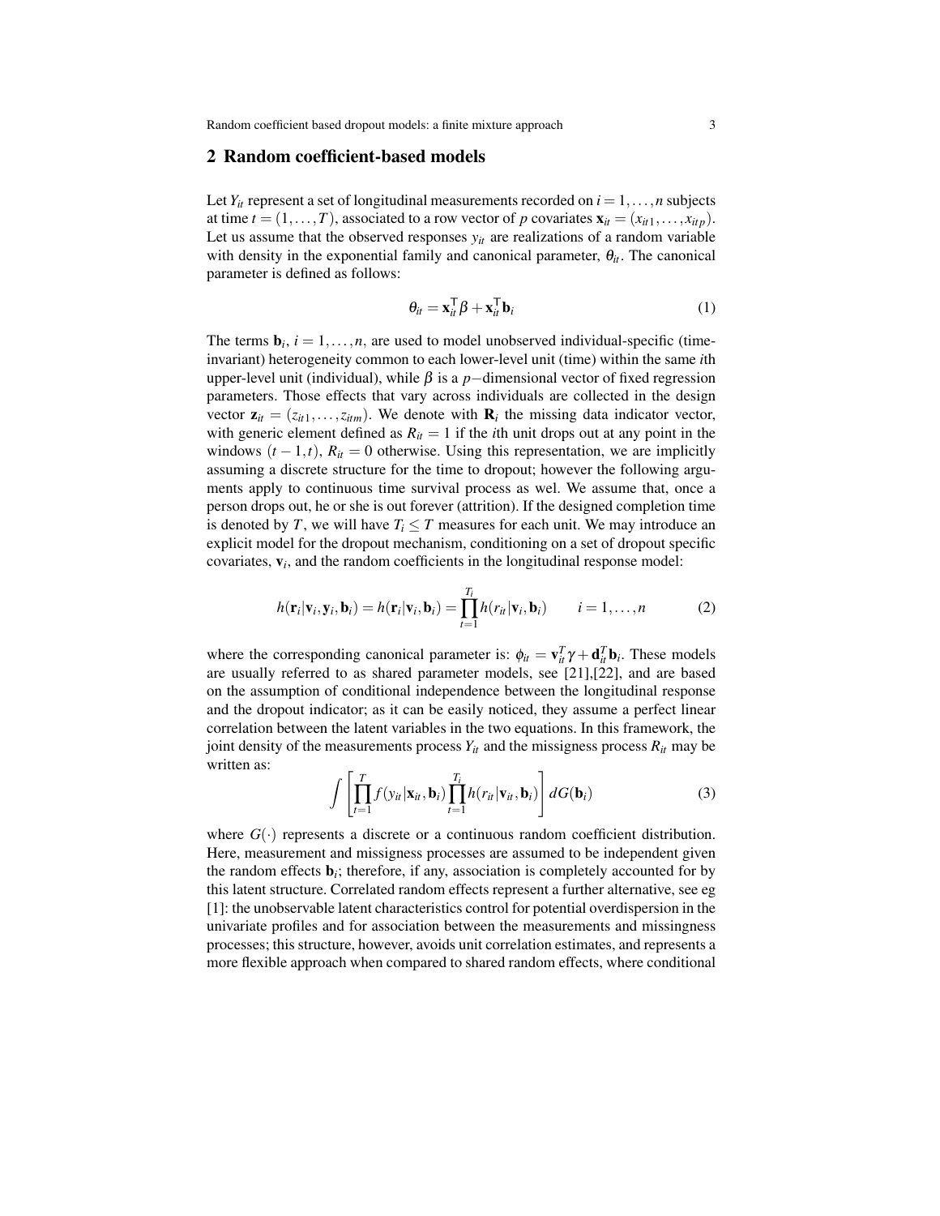## 2 Random coefficient-based models

Let $Y_{it}$ represent a set of longitudinal measurements recorded on $i = 1, \ldots, n$ subjects at time $t = (1, \ldots, T)$, associated to a row vector of $p$ covariates $\mathbf{x}_{it} = (x_{it1}, \ldots, x_{itp})$. Let us assume that the observed responses $y_{it}$ are realizations of a random variable with density in the exponential family and canonical parameter, $\theta_{it}$. The canonical parameter is defined as follows:

$$\theta_{it} = \mathbf{x}_{it}^{\mathsf{T}} \beta + \mathbf{x}_{it}^{\mathsf{T}} \mathbf{b}_i \tag{1}$$

The terms $\mathbf{b}_i$, $i = 1, \ldots, n$, are used to model unobserved individual-specific (time-invariant) heterogeneity common to each lower-level unit (time) within the same $i$th upper-level unit (individual), while $\beta$ is a $p-$dimensional vector of fixed regression parameters. Those effects that vary across individuals are collected in the design vector $\mathbf{z}_{it} = (z_{it1}, \ldots, z_{itm})$. We denote with $\mathbf{R}_i$ the missing data indicator vector, with generic element defined as $R_{it} = 1$ if the $i$th unit drops out at any point in the windows $(t-1, t)$, $R_{it} = 0$ otherwise. Using this representation, we are implicitly assuming a discrete structure for the time to dropout; however the following arguments apply to continuous time survival process as wel. We assume that, once a person drops out, he or she is out forever (attrition). If the designed completion time is denoted by $T$, we will have $T_i \leq T$ measures for each unit. We may introduce an explicit model for the dropout mechanism, conditioning on a set of dropout specific covariates, $\mathbf{v}_i$, and the random coefficients in the longitudinal response model:

$$h(\mathbf{r}_i | \mathbf{v}_i, \mathbf{y}_i, \mathbf{b}_i) = h(\mathbf{r}_i | \mathbf{v}_i, \mathbf{b}_i) = \prod_{t=1}^{T_i} h(r_{it} | \mathbf{v}_i, \mathbf{b}_i) \qquad i = 1, \ldots, n \tag{2}$$

where the corresponding canonical parameter is: $\phi_{it} = \mathbf{v}_{it}^T \gamma + \mathbf{d}_{it}^T \mathbf{b}_i$. These models are usually referred to as shared parameter models, see [21],[22], and are based on the assumption of conditional independence between the longitudinal response and the dropout indicator; as it can be easily noticed, they assume a perfect linear correlation between the latent variables in the two equations. In this framework, the joint density of the measurements process $Y_{it}$ and the missingness process $R_{it}$ may be written as:

$$\int \left[ \prod_{t=1}^{T} f(y_{it} | \mathbf{x}_{it}, \mathbf{b}_i) \prod_{t=1}^{T_i} h(r_{it} | \mathbf{v}_{it}, \mathbf{b}_i) \right] dG(\mathbf{b}_i) \tag{3}$$

where $G(\cdot)$ represents a discrete or a continuous random coefficient distribution. Here, measurement and missingness processes are assumed to be independent given the random effects $\mathbf{b}_i$; therefore, if any, association is completely accounted for by this latent structure. Correlated random effects represent a further alternative, see eg [1]: the unobservable latent characteristics control for potential overdispersion in the univariate profiles and for association between the measurements and missingness processes; this structure, however, avoids unit correlation estimates, and represents a more flexible approach when compared to shared random effects, where conditional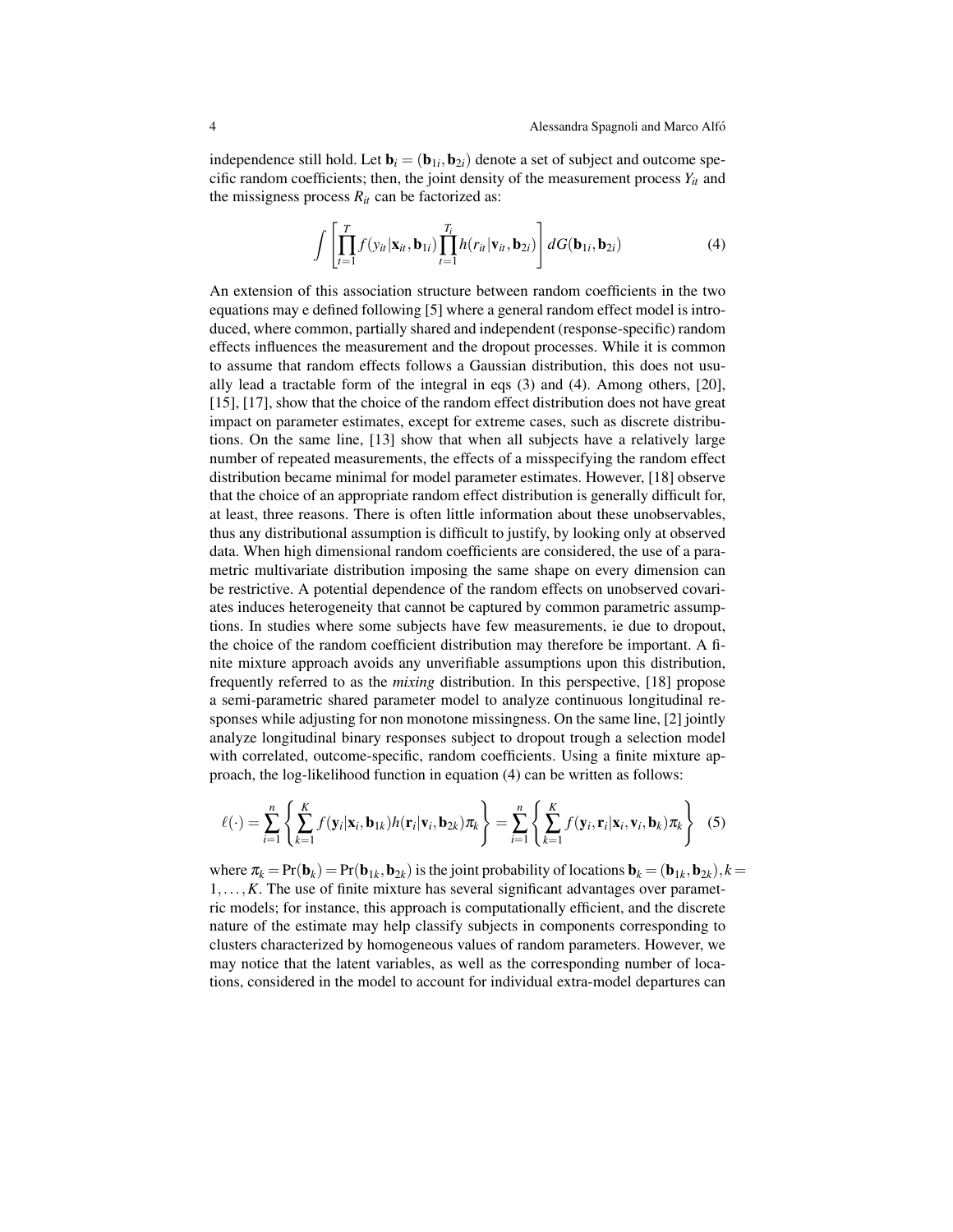independence still hold. Let $\mathbf{b}_i = (\mathbf{b}_{1i}, \mathbf{b}_{2i})$ denote a set of subject and outcome specific random coefficients; then, the joint density of the measurement process $Y_{it}$ and the missigness process $R_{it}$ can be factorized as:

$$\int \left[ \prod_{t=1}^{T} f(y_{it}|\mathbf{x}_{it}, \mathbf{b}_{1i}) \prod_{t=1}^{T_i} h(r_{it}|\mathbf{v}_{it}, \mathbf{b}_{2i}) \right] dG(\mathbf{b}_{1i}, \mathbf{b}_{2i}) \tag{4}$$

An extension of this association structure between random coefficients in the two equations may e defined following [5] where a general random effect model is introduced, where common, partially shared and independent (response-specific) random effects influences the measurement and the dropout processes. While it is common to assume that random effects follows a Gaussian distribution, this does not usually lead a tractable form of the integral in eqs (3) and (4). Among others, [20], [15], [17], show that the choice of the random effect distribution does not have great impact on parameter estimates, except for extreme cases, such as discrete distributions. On the same line, [13] show that when all subjects have a relatively large number of repeated measurements, the effects of a misspecifying the random effect distribution became minimal for model parameter estimates. However, [18] observe that the choice of an appropriate random effect distribution is generally difficult for, at least, three reasons. There is often little information about these unobservables, thus any distributional assumption is difficult to justify, by looking only at observed data. When high dimensional random coefficients are considered, the use of a parametric multivariate distribution imposing the same shape on every dimension can be restrictive. A potential dependence of the random effects on unobserved covariates induces heterogeneity that cannot be captured by common parametric assumptions. In studies where some subjects have few measurements, ie due to dropout, the choice of the random coefficient distribution may therefore be important. A finite mixture approach avoids any unverifiable assumptions upon this distribution, frequently referred to as the *mixing* distribution. In this perspective, [18] propose a semi-parametric shared parameter model to analyze continuous longitudinal responses while adjusting for non monotone missingness. On the same line, [2] jointly analyze longitudinal binary responses subject to dropout trough a selection model with correlated, outcome-specific, random coefficients. Using a finite mixture approach, the log-likelihood function in equation (4) can be written as follows:

$$\ell(\cdot) = \sum_{i=1}^{n} \left\{ \sum_{k=1}^{K} f(\mathbf{y}_i|\mathbf{x}_i, \mathbf{b}_{1k}) h(\mathbf{r}_i|\mathbf{v}_i, \mathbf{b}_{2k}) \pi_k \right\} = \sum_{i=1}^{n} \left\{ \sum_{k=1}^{K} f(\mathbf{y}_i, \mathbf{r}_i|\mathbf{x}_i, \mathbf{v}_i, \mathbf{b}_k) \pi_k \right\} \tag{5}$$

where $\pi_k = \Pr(\mathbf{b}_k) = \Pr(\mathbf{b}_{1k}, \mathbf{b}_{2k})$ is the joint probability of locations $\mathbf{b}_k = (\mathbf{b}_{1k}, \mathbf{b}_{2k}), k = 1, \ldots, K$. The use of finite mixture has several significant advantages over parametric models; for instance, this approach is computationally efficient, and the discrete nature of the estimate may help classify subjects in components corresponding to clusters characterized by homogeneous values of random parameters. However, we may notice that the latent variables, as well as the corresponding number of locations, considered in the model to account for individual extra-model departures can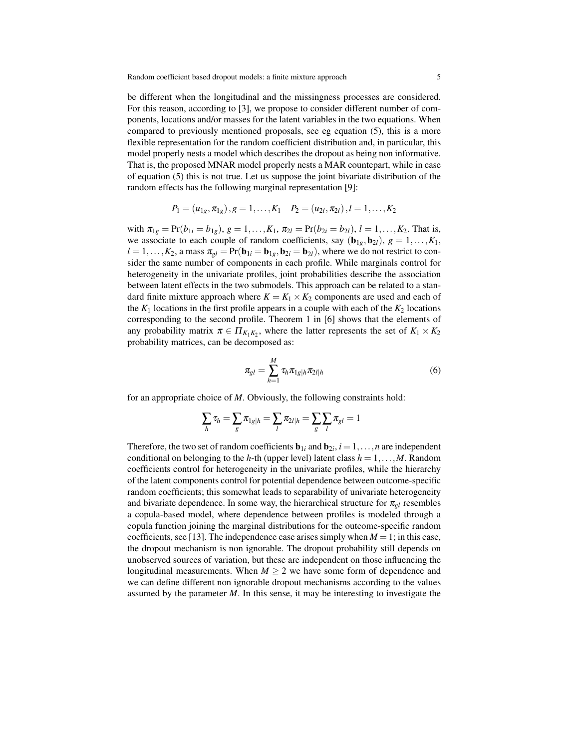be different when the longitudinal and the missingness processes are considered. For this reason, according to [3], we propose to consider different number of components, locations and/or masses for the latent variables in the two equations. When compared to previously mentioned proposals, see eg equation (5), this is a more flexible representation for the random coefficient distribution and, in particular, this model properly nests a model which describes the dropout as being non informative. That is, the proposed MNAR model properly nests a MAR counterpart, while in case of equation (5) this is not true. Let us suppose the joint bivariate distribution of the random effects has the following marginal representation [9]:

$$P_1 = (u_{1g}, \pi_{1g}), g = 1, \ldots, K_1 \quad P_2 = (u_{2l}, \pi_{2l}), l = 1, \ldots, K_2$$

with $\pi_{1g} = \Pr(b_{1i} = b_{1g})$, $g = 1, \ldots, K_1$, $\pi_{2l} = \Pr(b_{2i} = b_{2l})$, $l = 1, \ldots, K_2$. That is, we associate to each couple of random coefficients, say $(\mathbf{b}_{1g}, \mathbf{b}_{2l})$, $g = 1, \ldots, K_1$, $l = 1, \ldots, K_2$, a mass $\pi_{gl} = \Pr(\mathbf{b}_{1i} = \mathbf{b}_{1g}, \mathbf{b}_{2i} = \mathbf{b}_{2l})$, where we do not restrict to consider the same number of components in each profile. While marginals control for heterogeneity in the univariate profiles, joint probabilities describe the association between latent effects in the two submodels. This approach can be related to a standard finite mixture approach where $K = K_1 \times K_2$ components are used and each of the $K_1$ locations in the first profile appears in a couple with each of the $K_2$ locations corresponding to the second profile. Theorem 1 in [6] shows that the elements of any probability matrix $\pi \in \Pi_{K_1 K_2}$, where the latter represents the set of $K_1 \times K_2$ probability matrices, can be decomposed as:

$$\pi_{gl} = \sum_{h=1}^{M} \tau_h \pi_{1g|h} \pi_{2l|h} \tag{6}$$

for an appropriate choice of $M$. Obviously, the following constraints hold:

$$\sum_h \tau_h = \sum_g \pi_{1g|h} = \sum_l \pi_{2l|h} = \sum_g \sum_l \pi_{gl} = 1$$

Therefore, the two set of random coefficients $\mathbf{b}_{1i}$ and $\mathbf{b}_{2i}$, $i = 1, \ldots, n$ are independent conditional on belonging to the $h$-th (upper level) latent class $h = 1, \ldots, M$. Random coefficients control for heterogeneity in the univariate profiles, while the hierarchy of the latent components control for potential dependence between outcome-specific random coefficients; this somewhat leads to separability of univariate heterogeneity and bivariate dependence. In some way, the hierarchical structure for $\pi_{gl}$ resembles a copula-based model, where dependence between profiles is modeled through a copula function joining the marginal distributions for the outcome-specific random coefficients, see [13]. The independence case arises simply when $M = 1$; in this case, the dropout mechanism is non ignorable. The dropout probability still depends on unobserved sources of variation, but these are independent on those influencing the longitudinal measurements. When $M \geq 2$ we have some form of dependence and we can define different non ignorable dropout mechanisms according to the values assumed by the parameter $M$. In this sense, it may be interesting to investigate the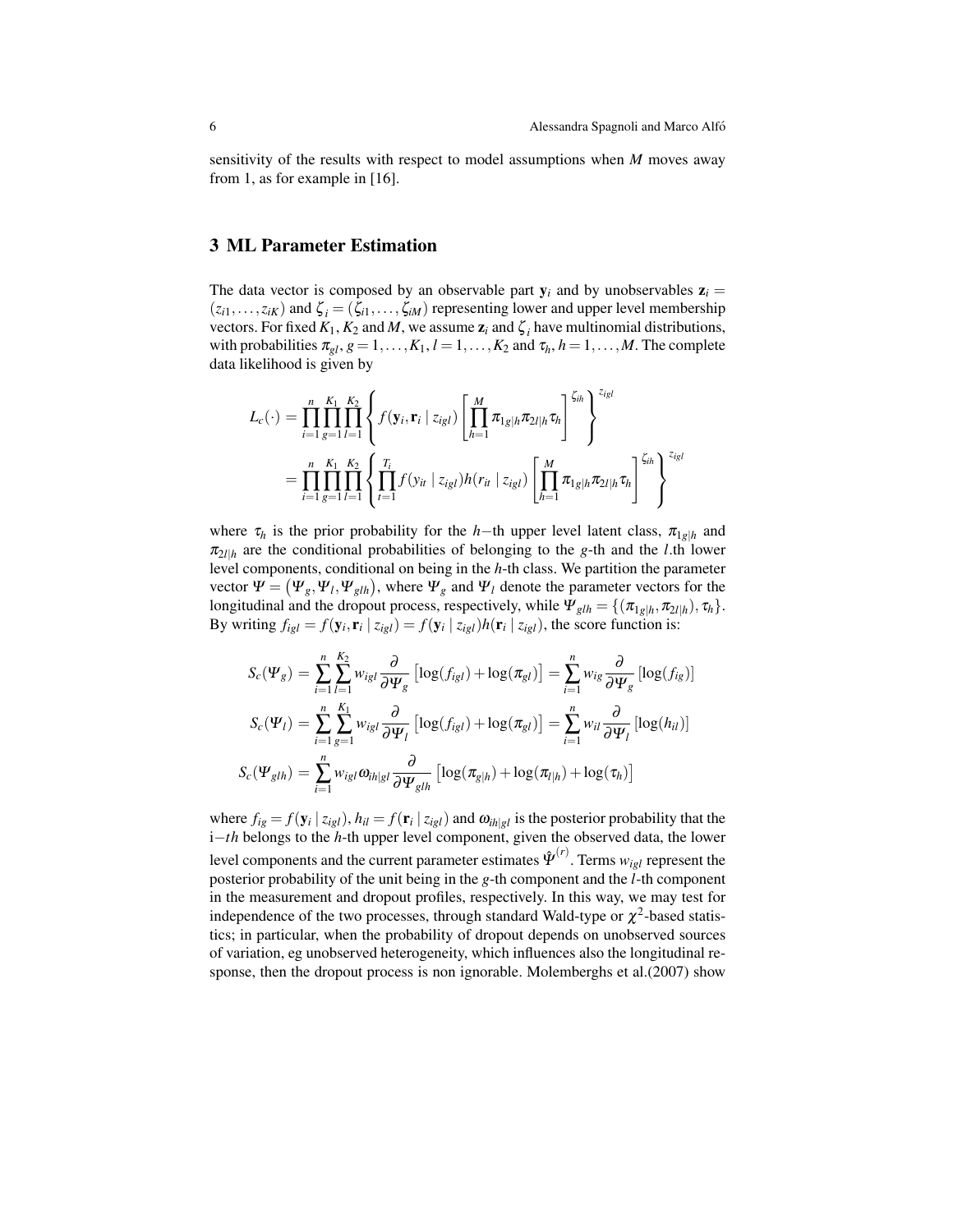sensitivity of the results with respect to model assumptions when $M$ moves away from 1, as for example in [16].

## 3 ML Parameter Estimation

The data vector is composed by an observable part $\mathbf{y}_i$ and by unobservables $\mathbf{z}_i = (z_{i1},\ldots,z_{iK})$ and $\zeta_i = (\zeta_{i1},\ldots,\zeta_{iM})$ representing lower and upper level membership vectors. For fixed $K_1$, $K_2$ and $M$, we assume $\mathbf{z}_i$ and $\zeta_i$ have multinomial distributions, with probabilities $\pi_{gl}$, $g = 1,\ldots,K_1$, $l = 1,\ldots,K_2$ and $\tau_h$, $h = 1,\ldots,M$. The complete data likelihood is given by

$$
\begin{aligned}
L_c(\cdot) &= \prod_{i=1}^{n}\prod_{g=1}^{K_1}\prod_{l=1}^{K_2}\left\{ f(\mathbf{y}_i,\mathbf{r}_i \mid z_{igl}) \left[\prod_{h=1}^{M} \pi_{1g|h}\pi_{2l|h}\tau_h\right]^{\zeta_{ih}} \right\}^{z_{igl}} \\
&= \prod_{i=1}^{n}\prod_{g=1}^{K_1}\prod_{l=1}^{K_2}\left\{ \prod_{t=1}^{T_i} f(y_{it} \mid z_{igl}) h(r_{it} \mid z_{igl}) \left[\prod_{h=1}^{M} \pi_{1g|h}\pi_{2l|h}\tau_h\right]^{\zeta_{ih}} \right\}^{z_{igl}}
\end{aligned}
$$

where $\tau_h$ is the prior probability for the $h-$th upper level latent class, $\pi_{1g|h}$ and $\pi_{2l|h}$ are the conditional probabilities of belonging to the $g$-th and the $l$.th lower level components, conditional on being in the $h$-th class. We partition the parameter vector $\Psi = (\Psi_g, \Psi_l, \Psi_{glh})$, where $\Psi_g$ and $\Psi_l$ denote the parameter vectors for the longitudinal and the dropout process, respectively, while $\Psi_{glh} = \{(\pi_{1g|h}, \pi_{2l|h}), \tau_h\}$. By writing $f_{igl} = f(\mathbf{y}_i,\mathbf{r}_i \mid z_{igl}) = f(\mathbf{y}_i \mid z_{igl}) h(\mathbf{r}_i \mid z_{igl})$, the score function is:

$$
\begin{aligned}
S_c(\Psi_g) &= \sum_{i=1}^{n}\sum_{l=1}^{K_2} w_{igl} \frac{\partial}{\partial \Psi_g}\left[\log(f_{igl}) + \log(\pi_{gl})\right] = \sum_{i=1}^{n} w_{ig} \frac{\partial}{\partial \Psi_g}\left[\log(f_{ig})\right] \\
S_c(\Psi_l) &= \sum_{i=1}^{n}\sum_{g=1}^{K_1} w_{igl} \frac{\partial}{\partial \Psi_l}\left[\log(f_{igl}) + \log(\pi_{gl})\right] = \sum_{i=1}^{n} w_{il} \frac{\partial}{\partial \Psi_l}\left[\log(h_{il})\right] \\
S_c(\Psi_{glh}) &= \sum_{i=1}^{n} w_{igl}\,\omega_{ih|gl} \frac{\partial}{\partial \Psi_{glh}}\left[\log(\pi_{g|h}) + \log(\pi_{l|h}) + \log(\tau_h)\right]
\end{aligned}
$$

where $f_{ig} = f(\mathbf{y}_i \mid z_{igl})$, $h_{il} = f(\mathbf{r}_i \mid z_{igl})$ and $\omega_{ih|gl}$ is the posterior probability that the i$-th$ belongs to the $h$-th upper level component, given the observed data, the lower level components and the current parameter estimates $\hat{\Psi}^{(r)}$. Terms $w_{igl}$ represent the posterior probability of the unit being in the $g$-th component and the $l$-th component in the measurement and dropout profiles, respectively. In this way, we may test for independence of the two processes, through standard Wald-type or $\chi^2$-based statistics; in particular, when the probability of dropout depends on unobserved sources of variation, eg unobserved heterogeneity, which influences also the longitudinal response, then the dropout process is non ignorable. Molemberghs et al.(2007) show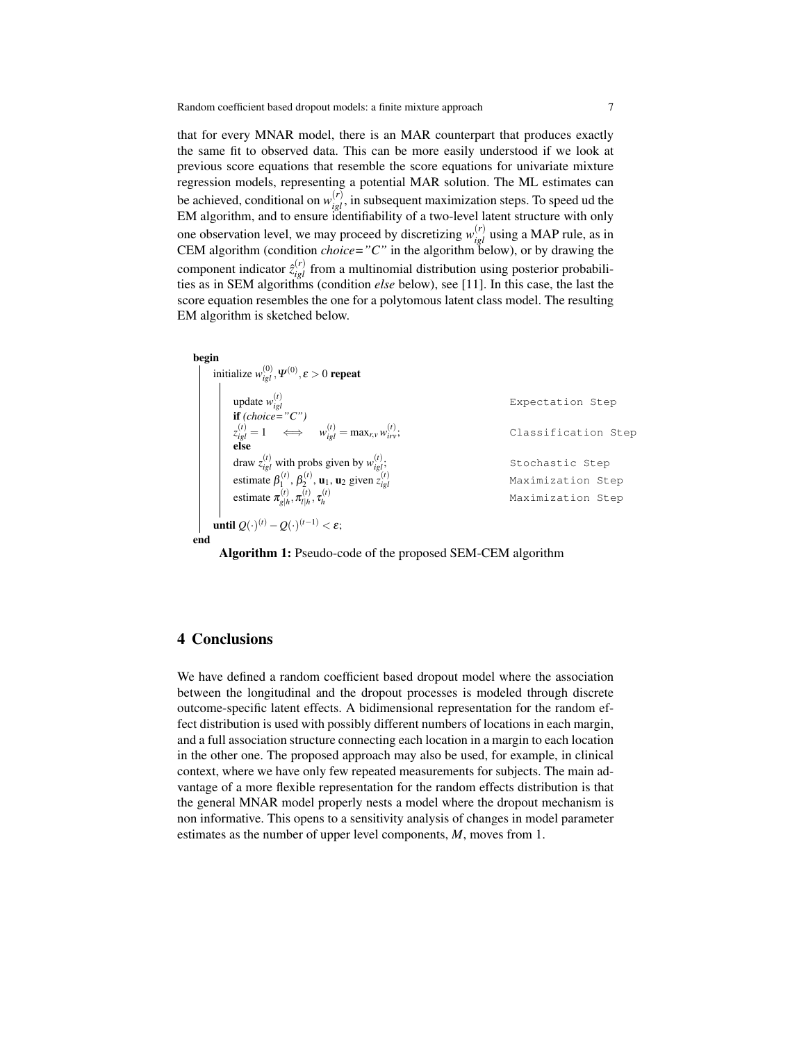that for every MNAR model, there is an MAR counterpart that produces exactly the same fit to observed data. This can be more easily understood if we look at previous score equations that resemble the score equations for univariate mixture regression models, representing a potential MAR solution. The ML estimates can be achieved, conditional on $w_{igl}^{(r)}$, in subsequent maximization steps. To speed ud the EM algorithm, and to ensure identifiability of a two-level latent structure with only one observation level, we may proceed by discretizing $w_{igl}^{(r)}$ using a MAP rule, as in CEM algorithm (condition *choice="C"* in the algorithm below), or by drawing the component indicator $\hat{z}_{igl}^{(r)}$ from a multinomial distribution using posterior probabilities as in SEM algorithms (condition *else* below), see [11]. In this case, the last the score equation resembles the one for a polytomous latent class model. The resulting EM algorithm is sketched below.

```
begin
  initialize w_igl^(0), Ψ^(0), ε > 0 repeat
      update w_igl^(t)                                              Expectation Step
      if (choice="C")
      z_igl^(t) = 1  <=>  w_igl^(t) = max_{r,v} w_irv^(t);         Classification Step
      else
      draw z_igl^(t) with probs given by w_igl^(t);                 Stochastic Step
      estimate β_1^(t), β_2^(t), u_1, u_2 given z_igl^(t)          Maximization Step
      estimate π_{g|h}^(t), π_{l|h}^(t), τ_h^(t)                   Maximization Step
  until Q(·)^(t) − Q(·)^(t−1) < ε;
end
```

**Algorithm 1:** Pseudo-code of the proposed SEM-CEM algorithm

## 4 Conclusions

We have defined a random coefficient based dropout model where the association between the longitudinal and the dropout processes is modeled through discrete outcome-specific latent effects. A bidimensional representation for the random effect distribution is used with possibly different numbers of locations in each margin, and a full association structure connecting each location in a margin to each location in the other one. The proposed approach may also be used, for example, in clinical context, where we have only few repeated measurements for subjects. The main advantage of a more flexible representation for the random effects distribution is that the general MNAR model properly nests a model where the dropout mechanism is non informative. This opens to a sensitivity analysis of changes in model parameter estimates as the number of upper level components, $M$, moves from 1.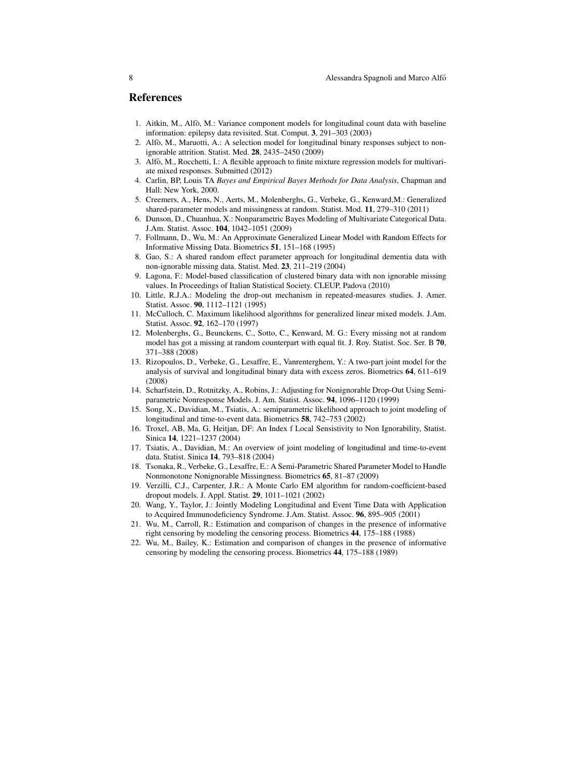# References

1. Aitkin, M., Alfò, M.: Variance component models for longitudinal count data with baseline information: epilepsy data revisited. Stat. Comput. **3**, 291–303 (2003)
2. Alfò, M., Maruotti, A.: A selection model for longitudinal binary responses subject to non-ignorable attrition. Statist. Med. **28**, 2435–2450 (2009)
3. Alfò, M., Rocchetti, I.: A flexible approach to finite mixture regression models for multivariate mixed responses. Submitted (2012)
4. Carlin, BP, Louis TA *Bayes and Empirical Bayes Methods for Data Analysis*, Chapman and Hall: New York, 2000.
5. Creemers, A., Hens, N., Aerts, M., Molenberghs, G., Verbeke, G., Kenward,M.: Generalized shared-parameter models and missingness at random. Statist. Mod. **11**, 279–310 (2011)
6. Dunson, D., Chuanhua, X.: Nonparametric Bayes Modeling of Multivariate Categorical Data. J.Am. Statist. Assoc. **104**, 1042–1051 (2009)
7. Follmann, D., Wu, M.: An Approximate Generalized Linear Model with Random Effects for Informative Missing Data. Biometrics **51**, 151–168 (1995)
8. Gao, S.: A shared random effect parameter approach for longitudinal dementia data with non-ignorable missing data. Statist. Med. **23**, 211–219 (2004)
9. Lagona, F.: Model-based classification of clustered binary data with non ignorable missing values. In Proceedings of Italian Statistical Society. CLEUP, Padova (2010)
10. Little, R.J.A.: Modeling the drop-out mechanism in repeated-measures studies. J. Amer. Statist. Assoc. **90**, 1112–1121 (1995)
11. McCulloch, C. Maximum likelihood algorithms for generalized linear mixed models. J.Am. Statist. Assoc. **92**, 162–170 (1997)
12. Molenberghs, G., Beunckens, C., Sotto, C., Kenward, M. G.: Every missing not at random model has got a missing at random counterpart with equal fit. J. Roy. Statist. Soc. Ser. B **70**, 371–388 (2008)
13. Rizopoulos, D., Verbeke, G., Lesaffre, E., Vanrenterghem, Y.: A two-part joint model for the analysis of survival and longitudinal binary data with excess zeros. Biometrics **64**, 611–619 (2008)
14. Scharfstein, D., Rotnitzky, A., Robins, J.: Adjusting for Nonignorable Drop-Out Using Semi-parametric Nonresponse Models. J. Am. Statist. Assoc. **94**, 1096–1120 (1999)
15. Song, X., Davidian, M., Tsiatis, A.: semiparametric likelihood approach to joint modeling of longitudinal and time-to-event data. Biometrics **58**, 742–753 (2002)
16. Troxel, AB, Ma, G, Heitjan, DF: An Index f Local Sensistivity to Non Ignorability, Statist. Sinica **14**, 1221–1237 (2004)
17. Tsiatis, A., Davidian, M.: An overview of joint modeling of longitudinal and time-to-event data. Statist. Sinica **14**, 793–818 (2004)
18. Tsonaka, R., Verbeke, G., Lesaffre, E.: A Semi-Parametric Shared Parameter Model to Handle Nonmonotone Nonignorable Missingness. Biometrics **65**, 81–87 (2009)
19. Verzilli, C.J., Carpenter, J.R.: A Monte Carlo EM algorithm for random-coefficient-based dropout models. J. Appl. Statist. **29**, 1011–1021 (2002)
20. Wang, Y., Taylor, J.: Jointly Modeling Longitudinal and Event Time Data with Application to Acquired Immunodeficiency Syndrome. J.Am. Statist. Assoc. **96**, 895–905 (2001)
21. Wu, M., Carroll, R.: Estimation and comparison of changes in the presence of informative right censoring by modeling the censoring process. Biometrics **44**, 175–188 (1988)
22. Wu, M., Bailey, K.: Estimation and comparison of changes in the presence of informative censoring by modeling the censoring process. Biometrics **44**, 175–188 (1989)